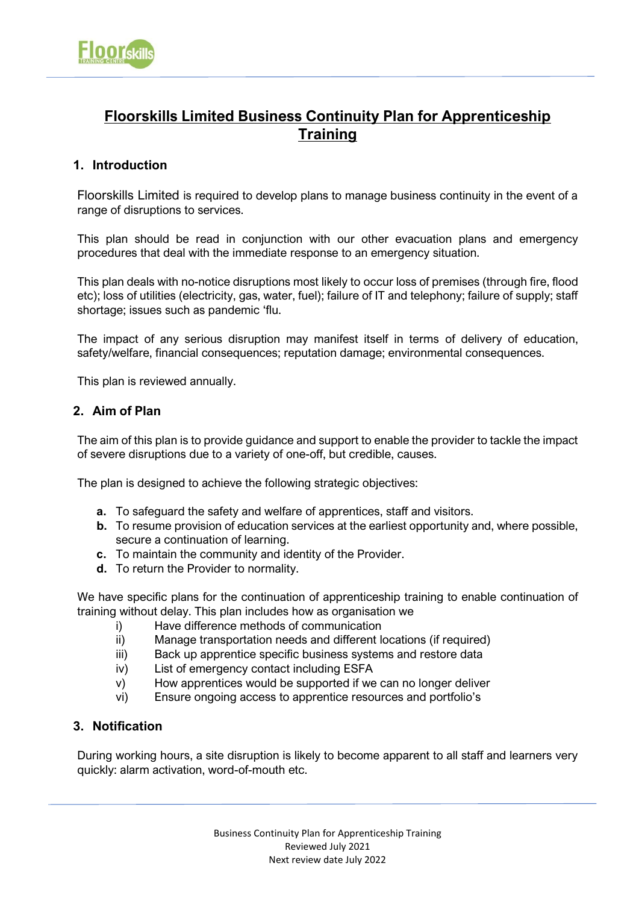# Floorskills Limited Business Continuity Plan for Apprenticeship Training

## 1. Introduction

Floorskills Limited is required to develop plans to manage business continuity in the event of a range of disruptions to services.

This plan should be read in conjunction with our other evacuation plans and emergency procedures that deal with the immediate response to an emergency situation.

This plan deals with no-notice disruptions most likely to occur loss of premises (through fire, flood etc); loss of utilities (electricity, gas, water, fuel); failure of IT and telephony; failure of supply; staff shortage; issues such as pandemic 'flu.

The impact of any serious disruption may manifest itself in terms of delivery of education, safety/welfare, financial consequences; reputation damage; environmental consequences.

This plan is reviewed annually.

## 2. Aim of Plan

The aim of this plan is to provide guidance and support to enable the provider to tackle the impact of severe disruptions due to a variety of one-off, but credible, causes.

The plan is designed to achieve the following strategic objectives:

- **a.** To safeguard the safety and welfare of apprentices, staff and visitors.
- **b.** To resume provision of education services at the earliest opportunity and, where possible, secure a continuation of learning.
- **c.** To maintain the community and identity of the Provider.
- **d.** To return the Provider to normality.

We have specific plans for the continuation of apprenticeship training to enable continuation of training without delay. This plan includes how as organisation we

- i) Have difference methods of communication
- ii) Manage transportation needs and different locations (if required)
- iii) Back up apprentice specific business systems and restore data
- iv) List of emergency contact including ESFA
- v) How apprentices would be supported if we can no longer deliver
- vi) Ensure ongoing access to apprentice resources and portfolio's

## 3. Notification

During working hours, a site disruption is likely to become apparent to all staff and learners very quickly: alarm activation, word-of-mouth etc.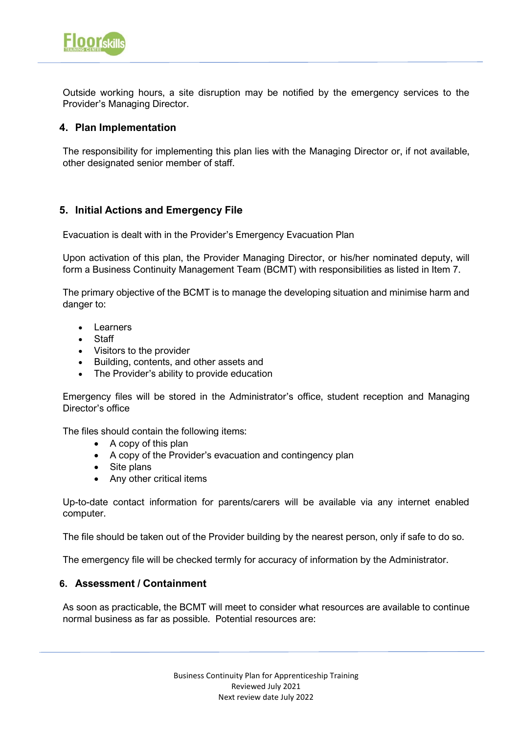Outside working hours, a site disruption may be notified by the emergency services to the Provider's Managing Director.

## 4. Plan Implementation

The responsibility for implementing this plan lies with the Managing Director or, if not available, other designated senior member of staff.

## 5. Initial Actions and Emergency File

Evacuation is dealt with in the Provider's Emergency Evacuation Plan

Upon activation of this plan, the Provider Managing Director, or his/her nominated deputy, will form a Business Continuity Management Team (BCMT) with responsibilities as listed in Item 7.

The primary objective of the BCMT is to manage the developing situation and minimise harm and danger to:

- Learners
- Staff
- Visitors to the provider
- Building, contents, and other assets and
- The Provider's ability to provide education

Emergency files will be stored in the Administrator's office, student reception and Managing Director's office

The files should contain the following items:

- A copy of this plan
- A copy of the Provider's evacuation and contingency plan
- Site plans
- Any other critical items

Up-to-date contact information for parents/carers will be available via any internet enabled computer.

The file should be taken out of the Provider building by the nearest person, only if safe to do so.

The emergency file will be checked termly for accuracy of information by the Administrator.

## 6. Assessment / Containment

As soon as practicable, the BCMT will meet to consider what resources are available to continue normal business as far as possible. Potential resources are: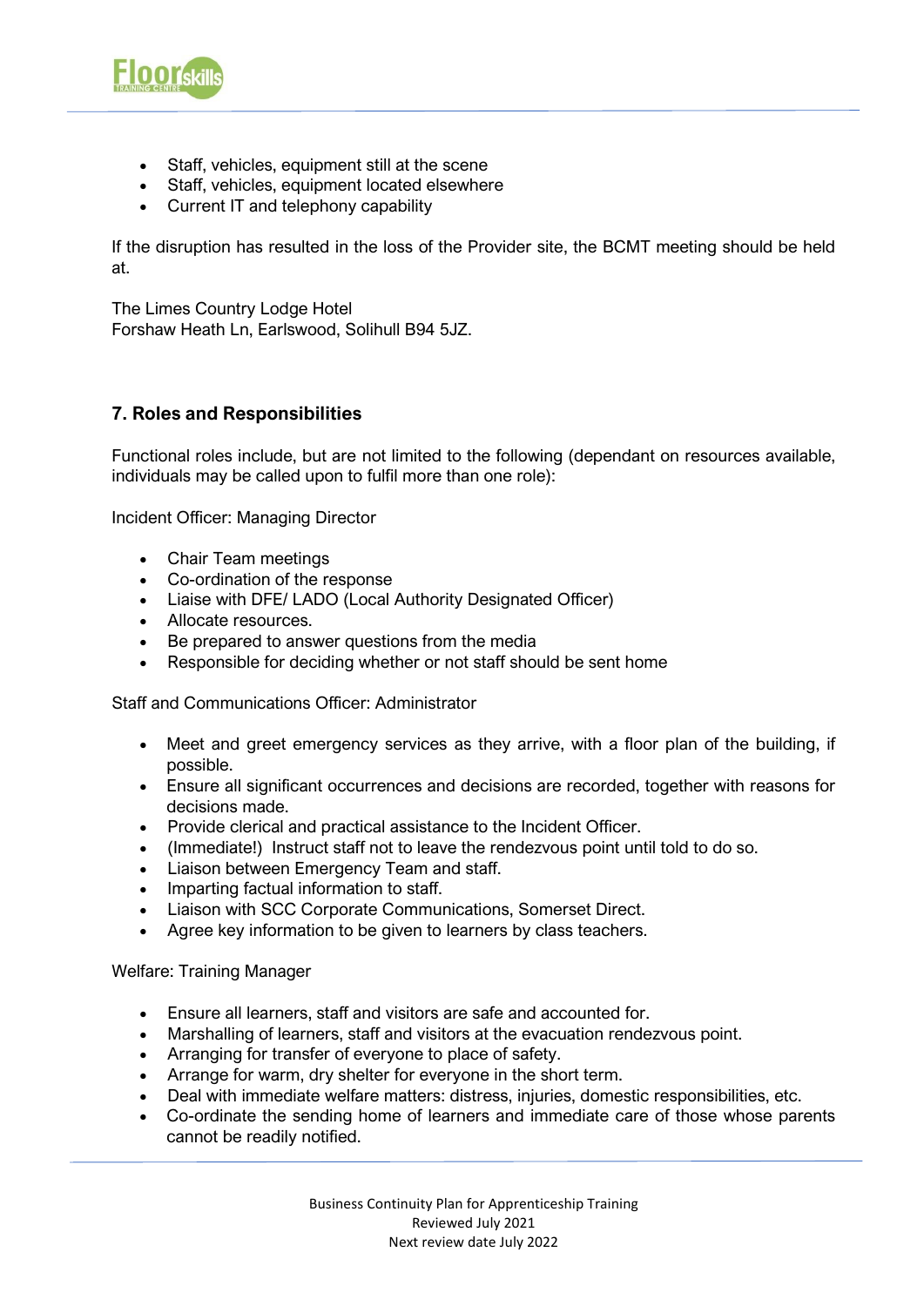- Staff, vehicles, equipment still at the scene
- Staff, vehicles, equipment located elsewhere
- Current IT and telephony capability

If the disruption has resulted in the loss of the Provider site, the BCMT meeting should be held at.

The Limes Country Lodge Hotel
Forshaw Heath Ln, Earlswood, Solihull B94 5JZ.

## 7. Roles and Responsibilities

Functional roles include, but are not limited to the following (dependant on resources available, individuals may be called upon to fulfil more than one role):

Incident Officer: Managing Director

- Chair Team meetings
- Co-ordination of the response
- Liaise with DFE/ LADO (Local Authority Designated Officer)
- Allocate resources.
- Be prepared to answer questions from the media
- Responsible for deciding whether or not staff should be sent home

Staff and Communications Officer: Administrator

- Meet and greet emergency services as they arrive, with a floor plan of the building, if possible.
- Ensure all significant occurrences and decisions are recorded, together with reasons for decisions made.
- Provide clerical and practical assistance to the Incident Officer.
- (Immediate!) Instruct staff not to leave the rendezvous point until told to do so.
- Liaison between Emergency Team and staff.
- Imparting factual information to staff.
- Liaison with SCC Corporate Communications, Somerset Direct.
- Agree key information to be given to learners by class teachers.

Welfare: Training Manager

- Ensure all learners, staff and visitors are safe and accounted for.
- Marshalling of learners, staff and visitors at the evacuation rendezvous point.
- Arranging for transfer of everyone to place of safety.
- Arrange for warm, dry shelter for everyone in the short term.
- Deal with immediate welfare matters: distress, injuries, domestic responsibilities, etc.
- Co-ordinate the sending home of learners and immediate care of those whose parents cannot be readily notified.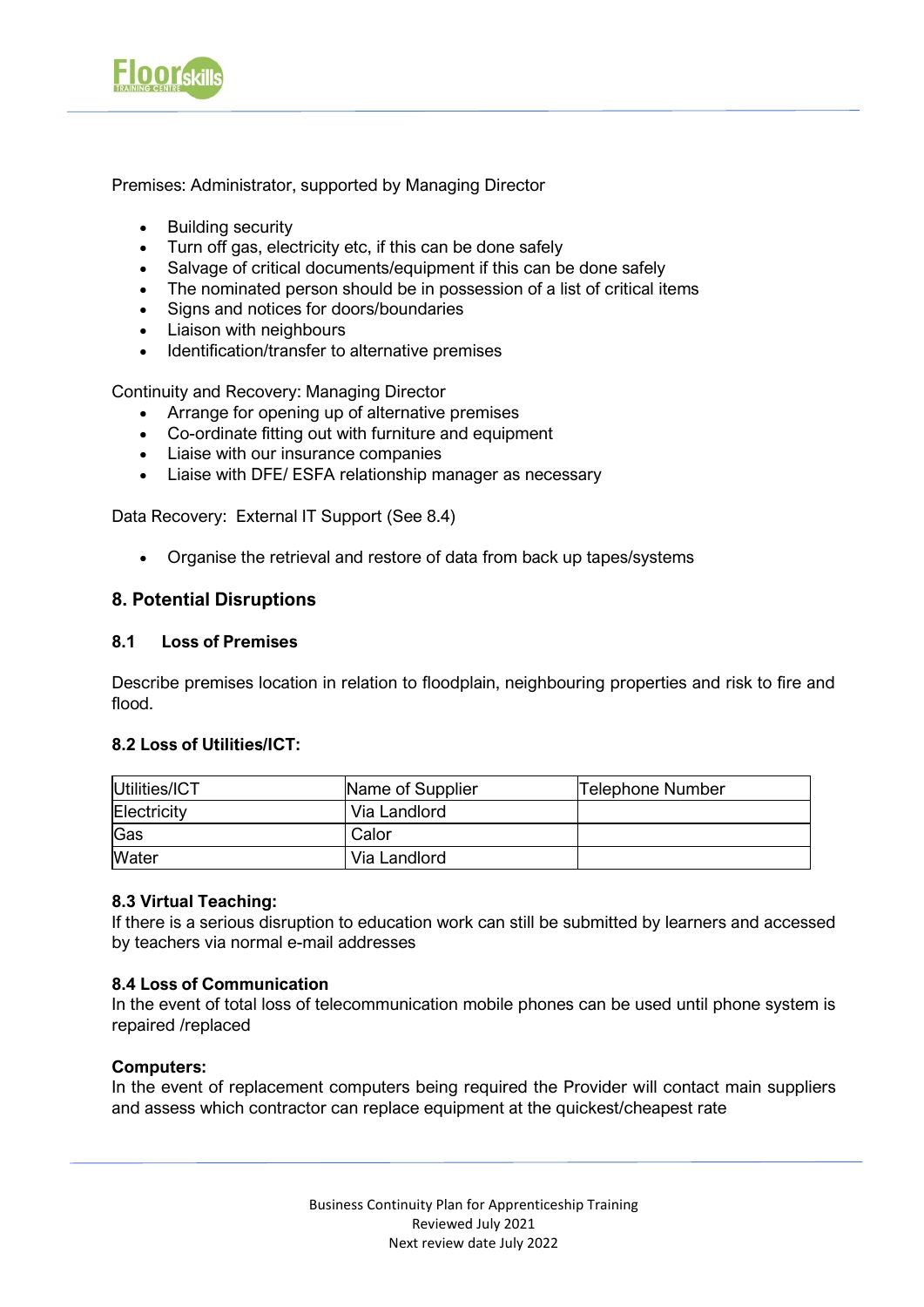Premises: Administrator, supported by Managing Director

- Building security
- Turn off gas, electricity etc, if this can be done safely
- Salvage of critical documents/equipment if this can be done safely
- The nominated person should be in possession of a list of critical items
- Signs and notices for doors/boundaries
- Liaison with neighbours
- Identification/transfer to alternative premises

Continuity and Recovery: Managing Director

- Arrange for opening up of alternative premises
- Co-ordinate fitting out with furniture and equipment
- Liaise with our insurance companies
- Liaise with DFE/ ESFA relationship manager as necessary

Data Recovery: External IT Support (See 8.4)

- Organise the retrieval and restore of data from back up tapes/systems

## 8. Potential Disruptions

### 8.1 Loss of Premises

Describe premises location in relation to floodplain, neighbouring properties and risk to fire and flood.

### 8.2 Loss of Utilities/ICT:

| Utilities/ICT | Name of Supplier | Telephone Number |
|---|---|---|
| Electricity | Via Landlord | |
| Gas | Calor | |
| Water | Via Landlord | |

### 8.3 Virtual Teaching:

If there is a serious disruption to education work can still be submitted by learners and accessed by teachers via normal e-mail addresses

### 8.4 Loss of Communication

In the event of total loss of telecommunication mobile phones can be used until phone system is repaired /replaced

**Computers:**

In the event of replacement computers being required the Provider will contact main suppliers and assess which contractor can replace equipment at the quickest/cheapest rate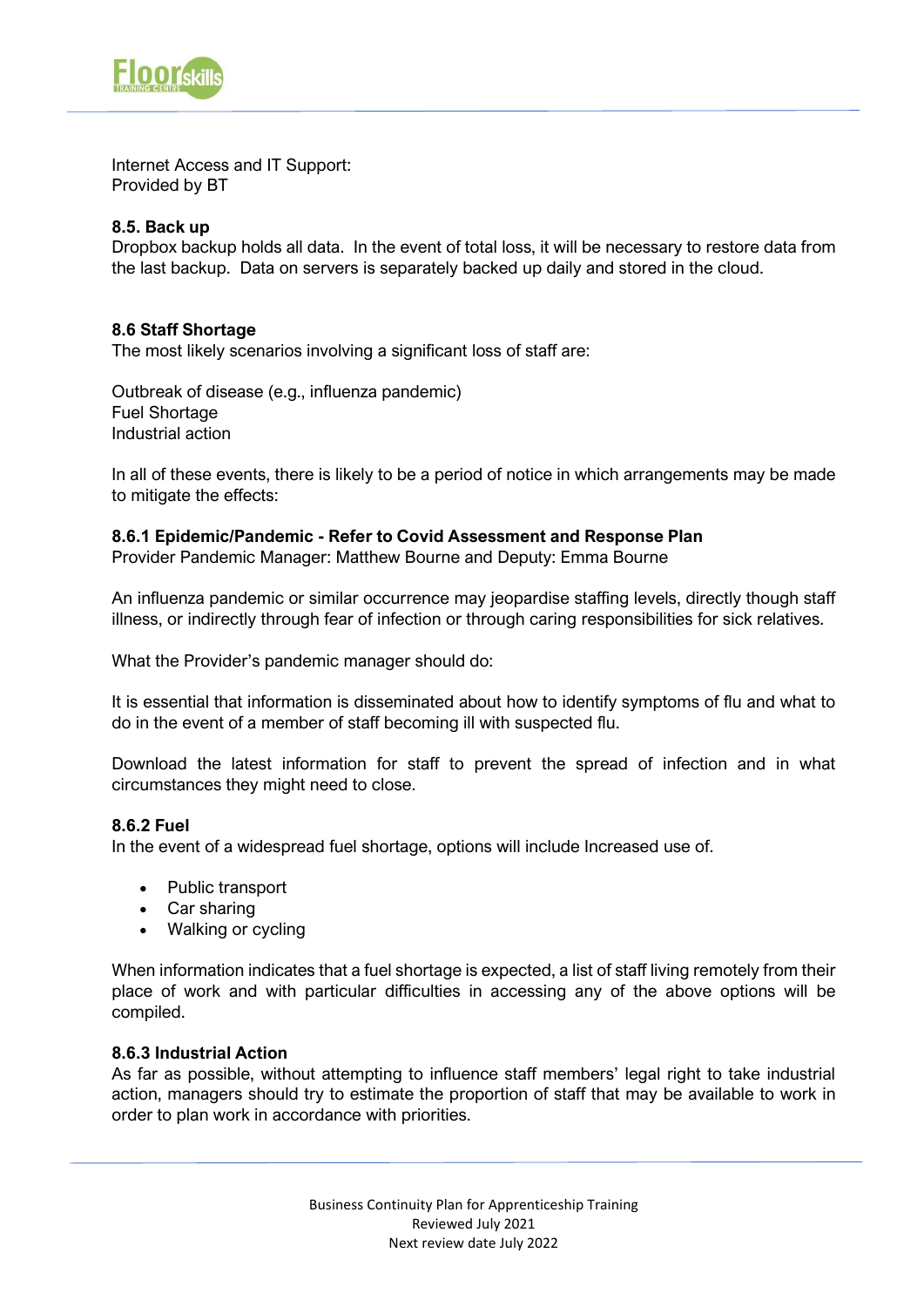Internet Access and IT Support:
Provided by BT

**8.5. Back up**
Dropbox backup holds all data. In the event of total loss, it will be necessary to restore data from the last backup. Data on servers is separately backed up daily and stored in the cloud.

**8.6 Staff Shortage**
The most likely scenarios involving a significant loss of staff are:

Outbreak of disease (e.g., influenza pandemic)
Fuel Shortage
Industrial action

In all of these events, there is likely to be a period of notice in which arrangements may be made to mitigate the effects:

**8.6.1 Epidemic/Pandemic - Refer to Covid Assessment and Response Plan**
Provider Pandemic Manager: Matthew Bourne and Deputy: Emma Bourne

An influenza pandemic or similar occurrence may jeopardise staffing levels, directly though staff illness, or indirectly through fear of infection or through caring responsibilities for sick relatives.

What the Provider's pandemic manager should do:

It is essential that information is disseminated about how to identify symptoms of flu and what to do in the event of a member of staff becoming ill with suspected flu.

Download the latest information for staff to prevent the spread of infection and in what circumstances they might need to close.

**8.6.2 Fuel**
In the event of a widespread fuel shortage, options will include Increased use of.

- Public transport
- Car sharing
- Walking or cycling

When information indicates that a fuel shortage is expected, a list of staff living remotely from their place of work and with particular difficulties in accessing any of the above options will be compiled.

**8.6.3 Industrial Action**
As far as possible, without attempting to influence staff members' legal right to take industrial action, managers should try to estimate the proportion of staff that may be available to work in order to plan work in accordance with priorities.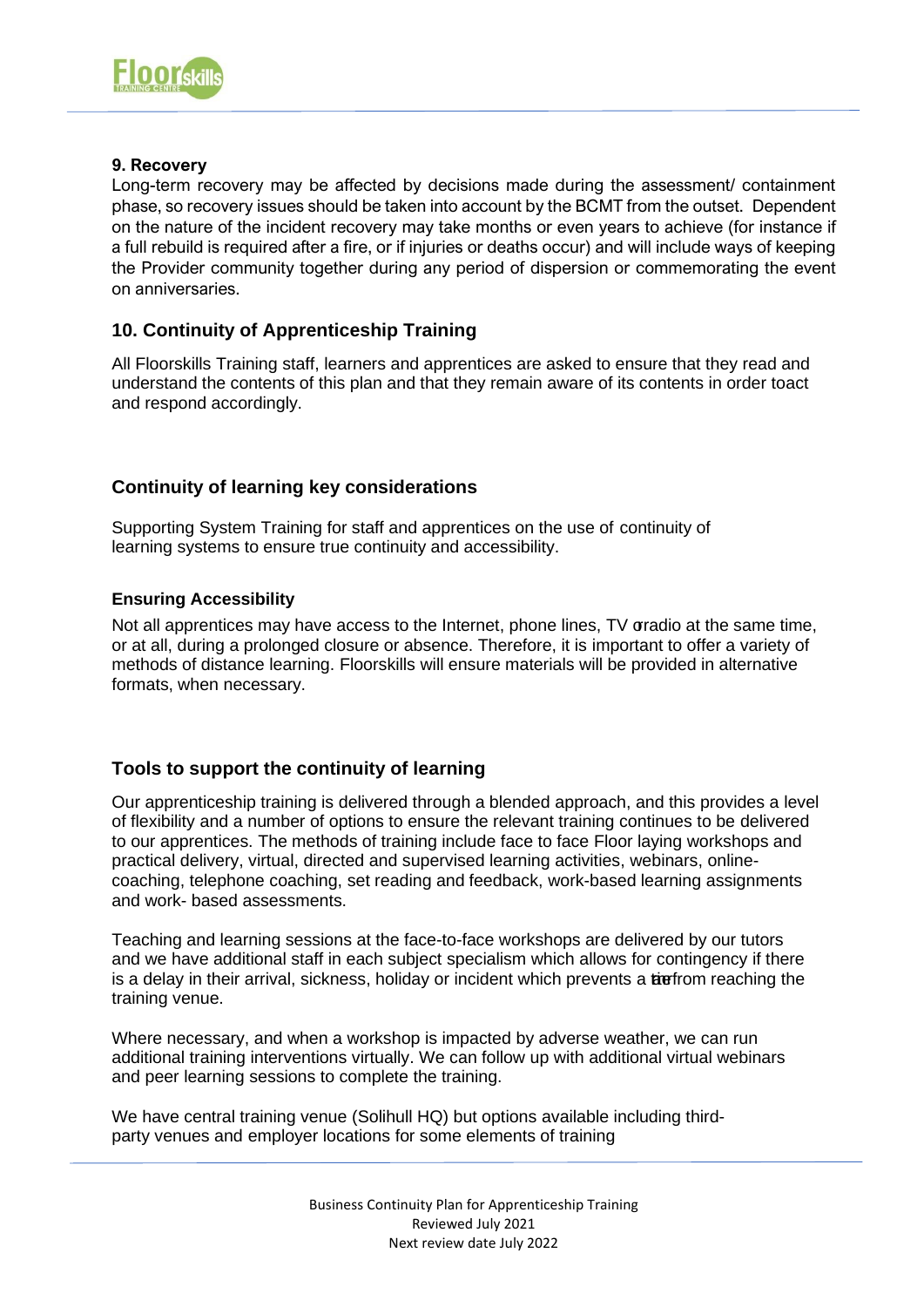**9. Recovery**

Long-term recovery may be affected by decisions made during the assessment/ containment phase, so recovery issues should be taken into account by the BCMT from the outset. Dependent on the nature of the incident recovery may take months or even years to achieve (for instance if a full rebuild is required after a fire, or if injuries or deaths occur) and will include ways of keeping the Provider community together during any period of dispersion or commemorating the event on anniversaries.

## 10. Continuity of Apprenticeship Training

All Floorskills Training staff, learners and apprentices are asked to ensure that they read and understand the contents of this plan and that they remain aware of its contents in order toact and respond accordingly.

## Continuity of learning key considerations

Supporting System Training for staff and apprentices on the use of continuity of learning systems to ensure true continuity and accessibility.

### Ensuring Accessibility

Not all apprentices may have access to the Internet, phone lines, TV or radio at the same time, or at all, during a prolonged closure or absence. Therefore, it is important to offer a variety of methods of distance learning. Floorskills will ensure materials will be provided in alternative formats, when necessary.

## Tools to support the continuity of learning

Our apprenticeship training is delivered through a blended approach, and this provides a level of flexibility and a number of options to ensure the relevant training continues to be delivered to our apprentices. The methods of training include face to face Floor laying workshops and practical delivery, virtual, directed and supervised learning activities, webinars, online-coaching, telephone coaching, set reading and feedback, work-based learning assignments and work- based assessments.

Teaching and learning sessions at the face-to-face workshops are delivered by our tutors and we have additional staff in each subject specialism which allows for contingency if there is a delay in their arrival, sickness, holiday or incident which prevents a tutor from reaching the training venue.

Where necessary, and when a workshop is impacted by adverse weather, we can run additional training interventions virtually. We can follow up with additional virtual webinars and peer learning sessions to complete the training.

We have central training venue (Solihull HQ) but options available including third-party venues and employer locations for some elements of training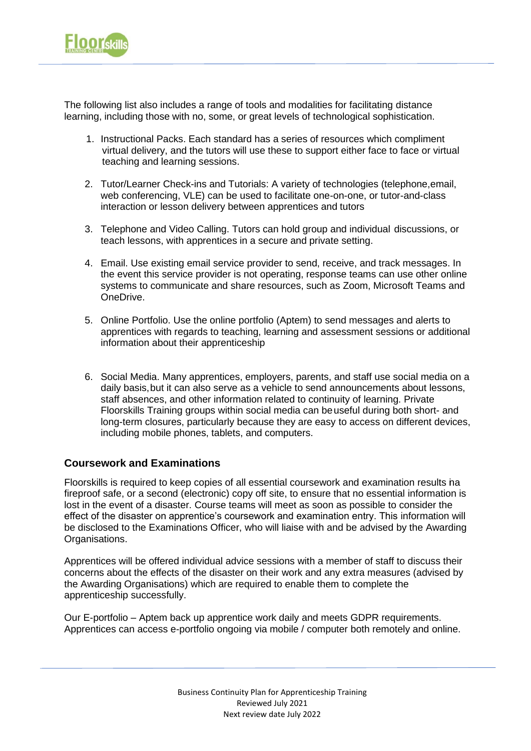The following list also includes a range of tools and modalities for facilitating distance learning, including those with no, some, or great levels of technological sophistication.

1. Instructional Packs. Each standard has a series of resources which compliment virtual delivery, and the tutors will use these to support either face to face or virtual teaching and learning sessions.

2. Tutor/Learner Check-ins and Tutorials: A variety of technologies (telephone,email, web conferencing, VLE) can be used to facilitate one-on-one, or tutor-and-class interaction or lesson delivery between apprentices and tutors

3. Telephone and Video Calling. Tutors can hold group and individual discussions, or teach lessons, with apprentices in a secure and private setting.

4. Email. Use existing email service provider to send, receive, and track messages. In the event this service provider is not operating, response teams can use other online systems to communicate and share resources, such as Zoom, Microsoft Teams and OneDrive.

5. Online Portfolio. Use the online portfolio (Aptem) to send messages and alerts to apprentices with regards to teaching, learning and assessment sessions or additional information about their apprenticeship

6. Social Media. Many apprentices, employers, parents, and staff use social media on a daily basis, but it can also serve as a vehicle to send announcements about lessons, staff absences, and other information related to continuity of learning. Private Floorskills Training groups within social media can be useful during both short- and long-term closures, particularly because they are easy to access on different devices, including mobile phones, tablets, and computers.

## Coursework and Examinations

Floorskills is required to keep copies of all essential coursework and examination results in a fireproof safe, or a second (electronic) copy off site, to ensure that no essential information is lost in the event of a disaster. Course teams will meet as soon as possible to consider the effect of the disaster on apprentice's coursework and examination entry. This information will be disclosed to the Examinations Officer, who will liaise with and be advised by the Awarding Organisations.

Apprentices will be offered individual advice sessions with a member of staff to discuss their concerns about the effects of the disaster on their work and any extra measures (advised by the Awarding Organisations) which are required to enable them to complete the apprenticeship successfully.

Our E-portfolio – Aptem back up apprentice work daily and meets GDPR requirements. Apprentices can access e-portfolio ongoing via mobile / computer both remotely and online.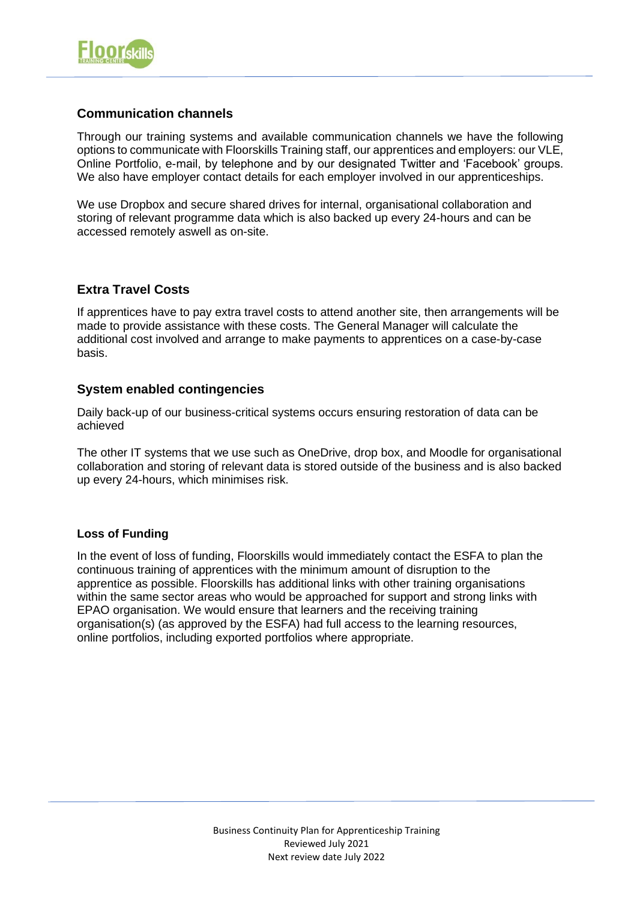## Communication channels

Through our training systems and available communication channels we have the following options to communicate with Floorskills Training staff, our apprentices and employers: our VLE, Online Portfolio, e-mail, by telephone and by our designated Twitter and 'Facebook' groups. We also have employer contact details for each employer involved in our apprenticeships.

We use Dropbox and secure shared drives for internal, organisational collaboration and storing of relevant programme data which is also backed up every 24-hours and can be accessed remotely aswell as on-site.

## Extra Travel Costs

If apprentices have to pay extra travel costs to attend another site, then arrangements will be made to provide assistance with these costs. The General Manager will calculate the additional cost involved and arrange to make payments to apprentices on a case-by-case basis.

## System enabled contingencies

Daily back-up of our business-critical systems occurs ensuring restoration of data can be achieved

The other IT systems that we use such as OneDrive, drop box, and Moodle for organisational collaboration and storing of relevant data is stored outside of the business and is also backed up every 24-hours, which minimises risk.

### Loss of Funding

In the event of loss of funding, Floorskills would immediately contact the ESFA to plan the continuous training of apprentices with the minimum amount of disruption to the apprentice as possible. Floorskills has additional links with other training organisations within the same sector areas who would be approached for support and strong links with EPAO organisation. We would ensure that learners and the receiving training organisation(s) (as approved by the ESFA) had full access to the learning resources, online portfolios, including exported portfolios where appropriate.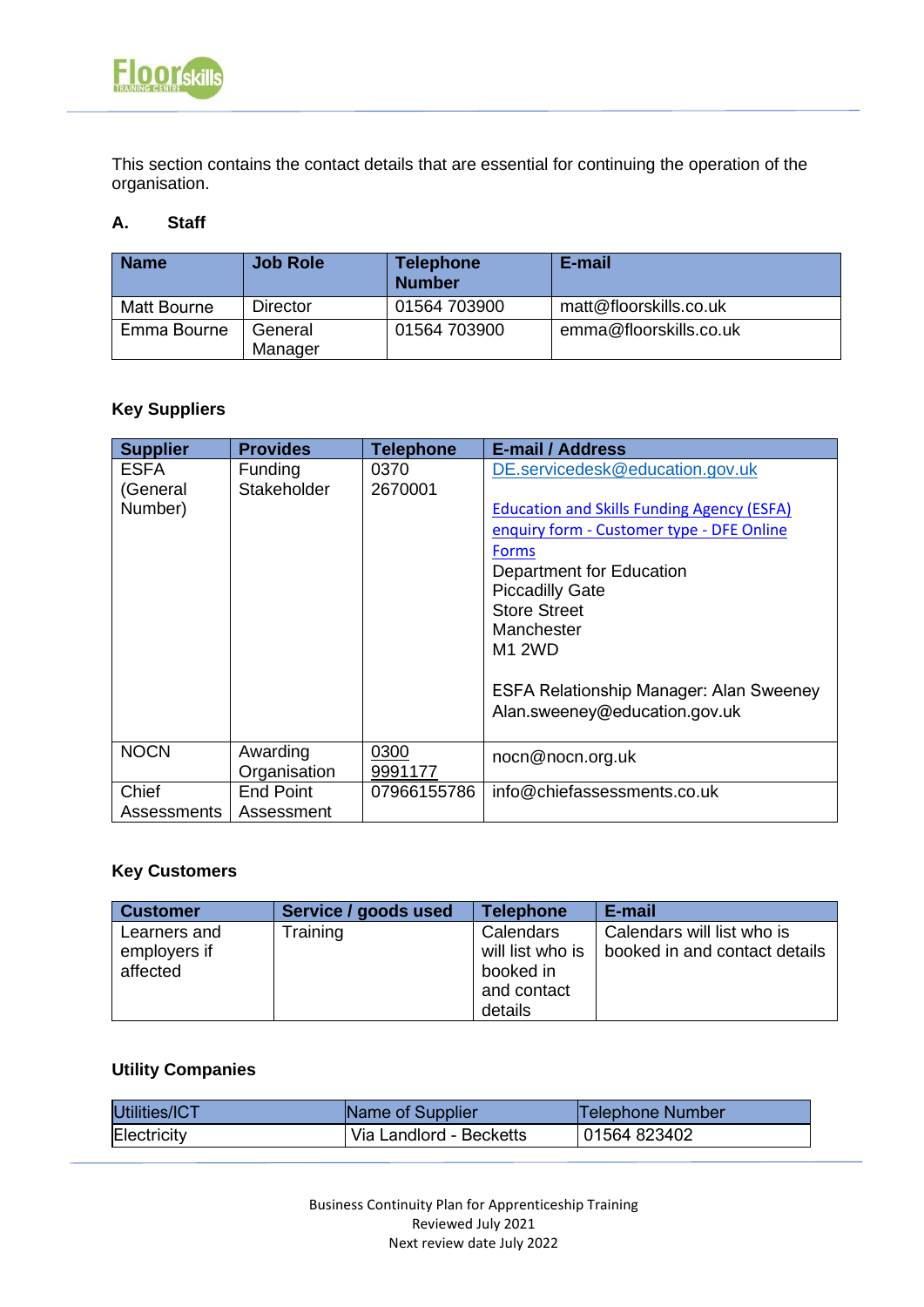This section contains the contact details that are essential for continuing the operation of the organisation.

### A. Staff

| Name | Job Role | Telephone Number | E-mail |
|---|---|---|---|
| Matt Bourne | Director | 01564 703900 | matt@floorskills.co.uk |
| Emma Bourne | General Manager | 01564 703900 | emma@floorskills.co.uk |

### Key Suppliers

| Supplier | Provides | Telephone | E-mail / Address |
|---|---|---|---|
| ESFA (General Number) | Funding Stakeholder | 0370 2670001 | DE.servicedesk@education.gov.uk<br><br>Education and Skills Funding Agency (ESFA) enquiry form - Customer type - DFE Online Forms<br>Department for Education<br>Piccadilly Gate<br>Store Street<br>Manchester<br>M1 2WD<br><br>ESFA Relationship Manager: Alan Sweeney<br>Alan.sweeney@education.gov.uk |
| NOCN | Awarding Organisation | 0300 9991177 | nocn@nocn.org.uk |
| Chief Assessments | End Point Assessment | 07966155786 | info@chiefassessments.co.uk |

### Key Customers

| Customer | Service / goods used | Telephone | E-mail |
|---|---|---|---|
| Learners and employers if affected | Training | Calendars will list who is booked in and contact details | Calendars will list who is booked in and contact details |

### Utility Companies

| Utilities/ICT | Name of Supplier | Telephone Number |
|---|---|---|
| Electricity | Via Landlord - Becketts | 01564 823402 |

Business Continuity Plan for Apprenticeship Training
Reviewed July 2021
Next review date July 2022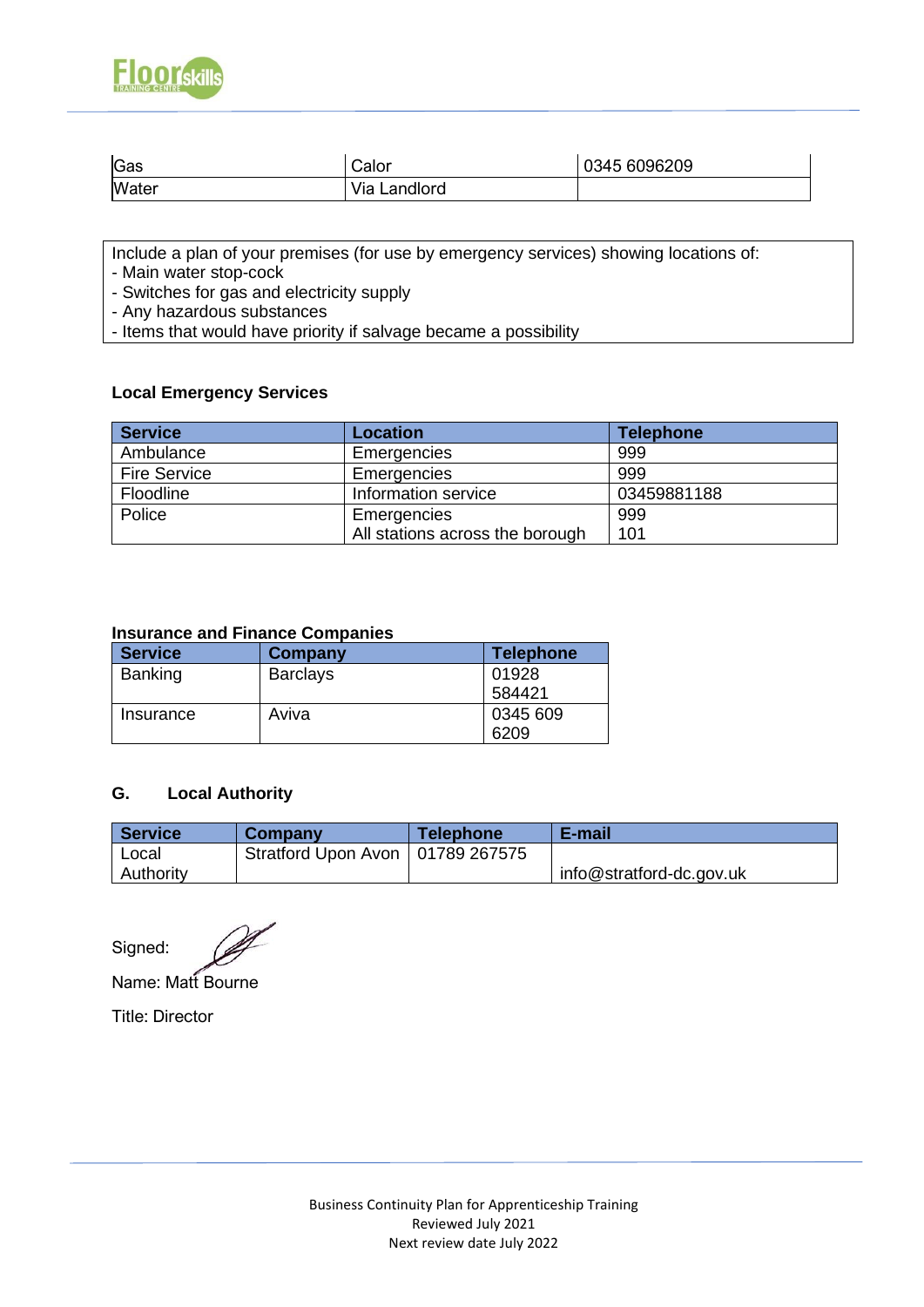| | | |
|---|---|---|
| Gas | Calor | 0345 6096209 |
| Water | Via Landlord | |

| |
|---|
| Include a plan of your premises (for use by emergency services) showing locations of:<br>- Main water stop-cock<br>- Switches for gas and electricity supply<br>- Any hazardous substances<br>- Items that would have priority if salvage became a possibility |

**Local Emergency Services**

| Service | Location | Telephone |
|---|---|---|
| Ambulance | Emergencies | 999 |
| Fire Service | Emergencies | 999 |
| Floodline | Information service | 03459881188 |
| Police | Emergencies<br>All stations across the borough | 999<br>101 |

**Insurance and Finance Companies**

| Service | Company | Telephone |
|---|---|---|
| Banking | Barclays | 01928 584421 |
| Insurance | Aviva | 0345 609 6209 |

### G. Local Authority

| Service | Company | Telephone | E-mail |
|---|---|---|---|
| Local Authority | Stratford Upon Avon | 01789 267575 | info@stratford-dc.gov.uk |

Signed:

Name: Matt Bourne

Title: Director